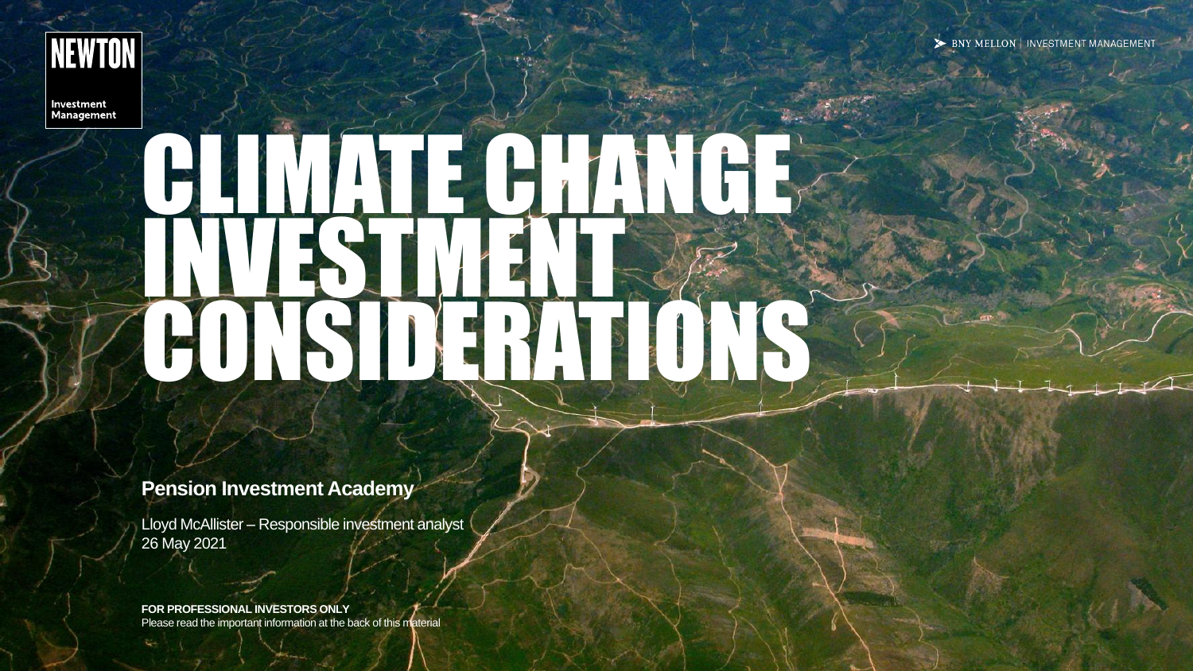NEWTON

Investment Management

BNY MELLON | INVESTMENT MANAGEMENT

# CLIMATE CHANGE INVESTMENT CONSIDERATIONS

**Pension Investment Academy**

Lloyd McAllister – Responsible investment analyst
26 May 2021

**FOR PROFESSIONAL INVESTORS ONLY**
Please read the important information at the back of this material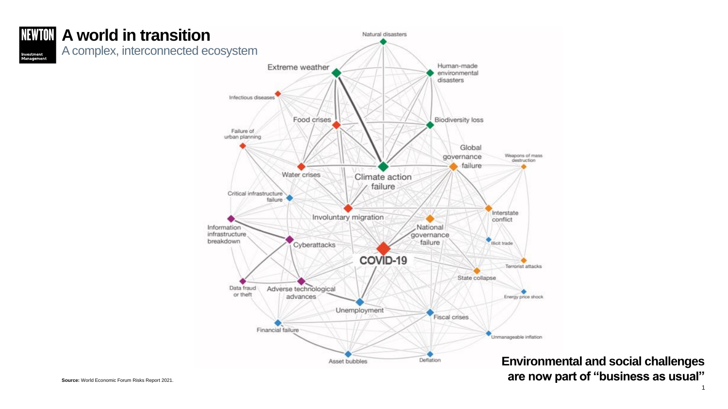# A world in transition

## A complex, interconnected ecosystem

Natural disasters

Extreme weather

Human-made environmental disasters

Infectious diseases

Food crises

Biodiversity loss

Failure of urban planning

Global governance failure

Weapons of mass destruction

Water crises

Climate action failure

Critical infrastructure failure

Involuntary migration

Interstate conflict

Information infrastructure breakdown

National governance failure

Cyberattacks

Illicit trade

COVID-19

Terrorist attacks

State collapse

Data fraud or theft

Adverse technological advances

Energy price shock

Unemployment

Fiscal crises

Financial failure

Unmanageable inflation

Asset bubbles

Deflation

**Environmental and social challenges are now part of "business as usual"**

**Source:** World Economic Forum Risks Report 2021.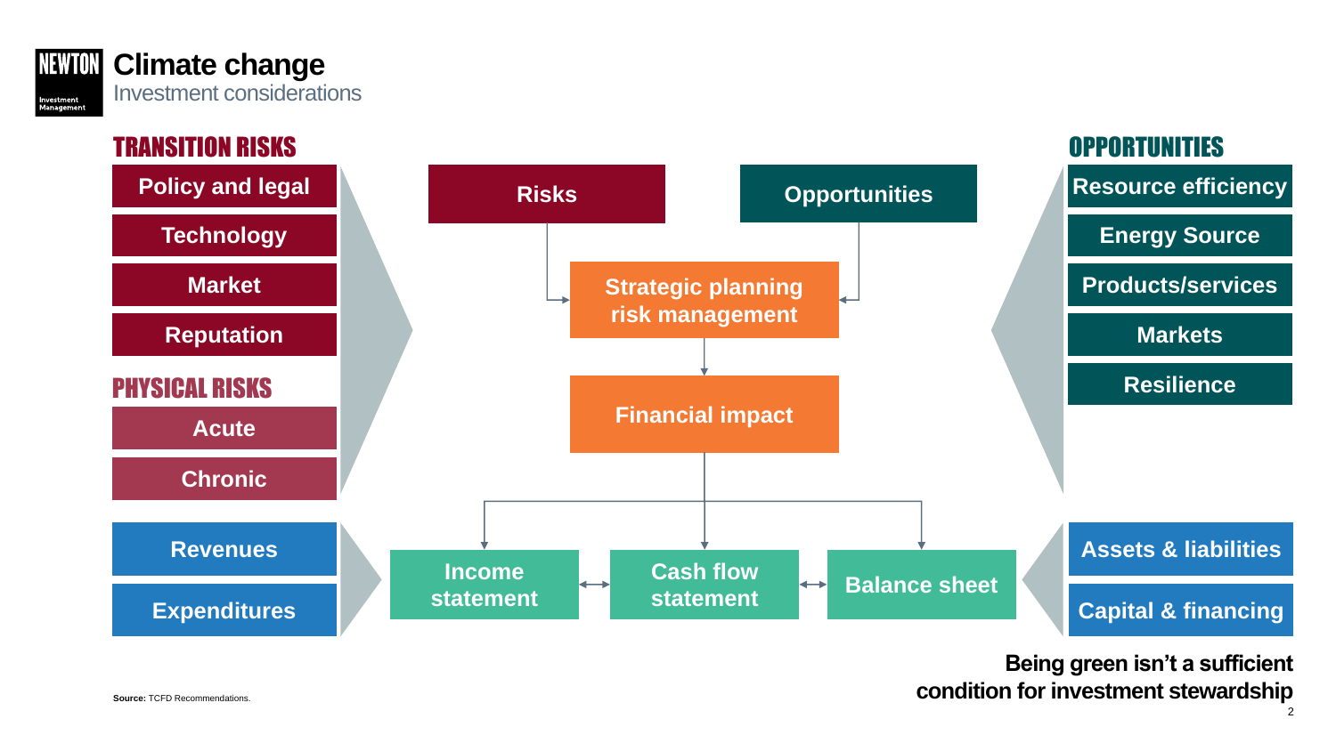# Climate change

## Investment considerations

### TRANSITION RISKS

- Policy and legal
- Technology
- Market
- Reputation

### PHYSICAL RISKS

- Acute
- Chronic

### OPPORTUNITIES

- Resource efficiency
- Energy Source
- Products/services
- Markets
- Resilience

Risks → Strategic planning risk management ← Opportunities

Strategic planning risk management → Financial impact

Financial impact → Income statement, Cash flow statement, Balance sheet

Income statement ↔ Cash flow statement ↔ Balance sheet

- Revenues
- Expenditures

- Assets & liabilities
- Capital & financing

**Being green isn't a sufficient condition for investment stewardship**

**Source:** TCFD Recommendations.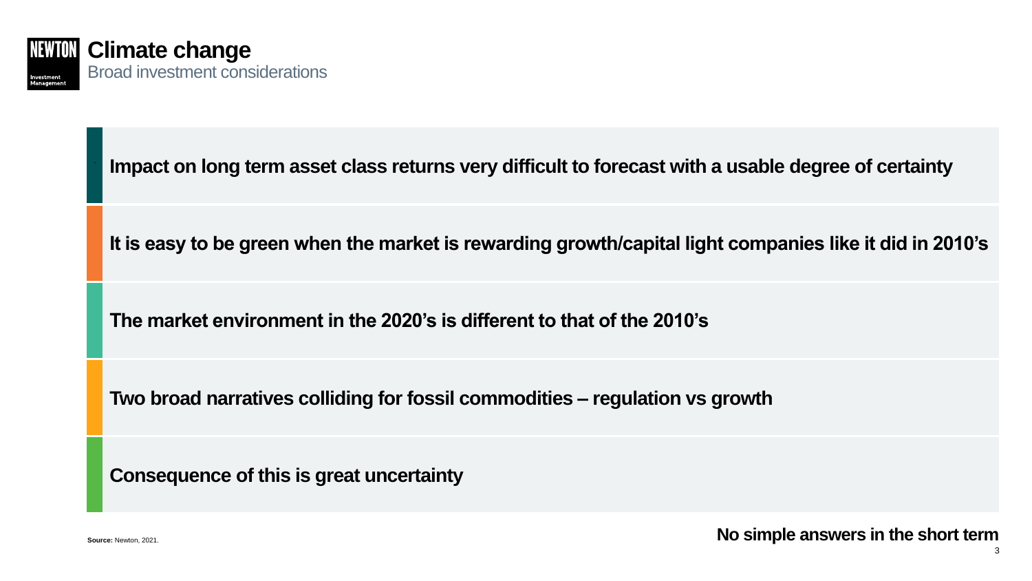# Climate change

## Broad investment considerations

- **Impact on long term asset class returns very difficult to forecast with a usable degree of certainty**
- **It is easy to be green when the market is rewarding growth/capital light companies like it did in 2010's**
- **The market environment in the 2020's is different to that of the 2010's**
- **Two broad narratives colliding for fossil commodities – regulation vs growth**
- **Consequence of this is great uncertainty**

**No simple answers in the short term**

**Source:** Newton, 2021.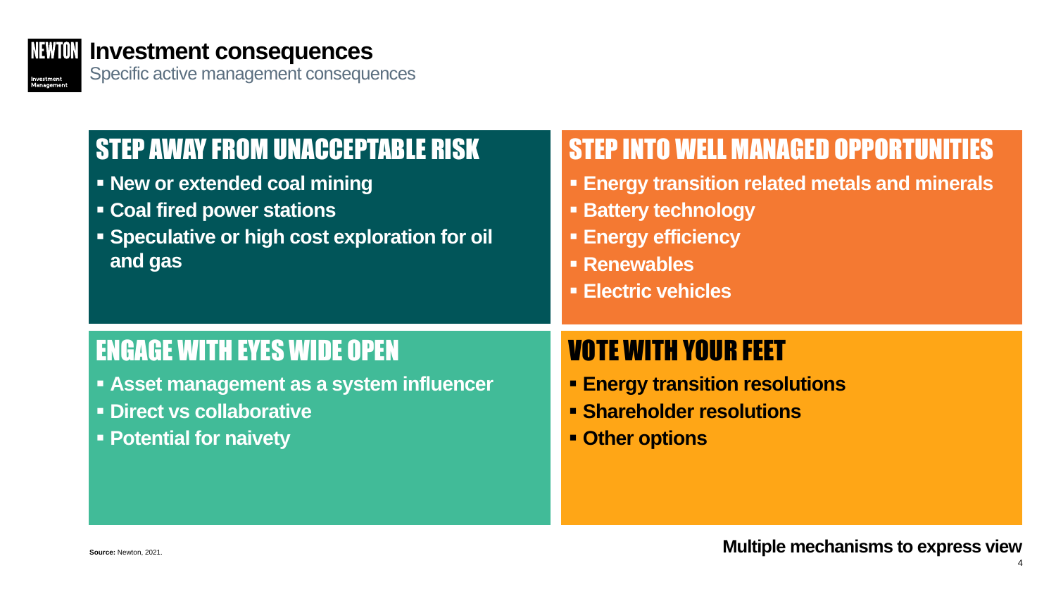# Investment consequences

Specific active management consequences

## STEP AWAY FROM UNACCEPTABLE RISK

- **New or extended coal mining**
- **Coal fired power stations**
- **Speculative or high cost exploration for oil and gas**

## STEP INTO WELL MANAGED OPPORTUNITIES

- **Energy transition related metals and minerals**
- **Battery technology**
- **Energy efficiency**
- **Renewables**
- **Electric vehicles**

## ENGAGE WITH EYES WIDE OPEN

- **Asset management as a system influencer**
- **Direct vs collaborative**
- **Potential for naivety**

## VOTE WITH YOUR FEET

- **Energy transition resolutions**
- **Shareholder resolutions**
- **Other options**

**Multiple mechanisms to express view**

**Source:** Newton, 2021.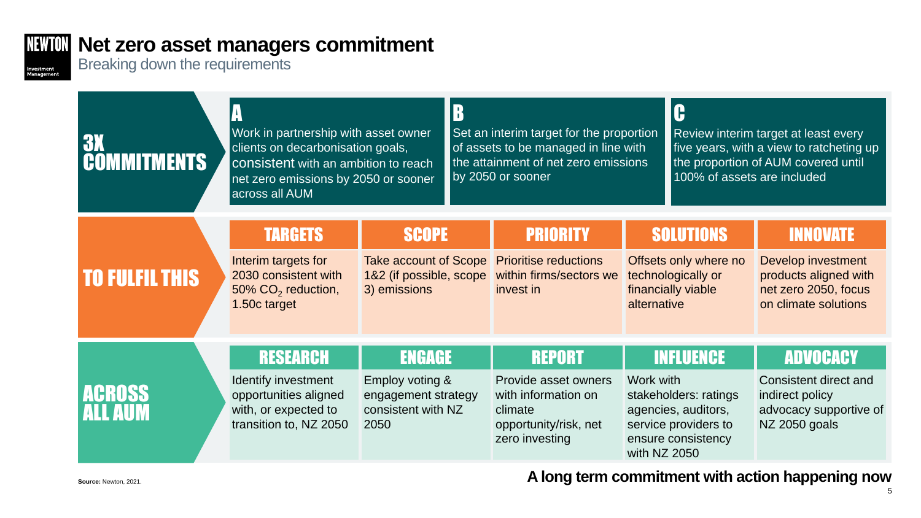# Net zero asset managers commitment

Breaking down the requirements

## 3X COMMITMENTS

| A | B | C |
|---|---|---|
| Work in partnership with asset owner clients on decarbonisation goals, consistent with an ambition to reach net zero emissions by 2050 or sooner across all AUM | Set an interim target for the proportion of assets to be managed in line with the attainment of net zero emissions by 2050 or sooner | Review interim target at least every five years, with a view to ratcheting up the proportion of AUM covered until 100% of assets are included |

## TO FULFIL THIS

| TARGETS | SCOPE | PRIORITY | SOLUTIONS | INNOVATE |
|---|---|---|---|---|
| Interim targets for 2030 consistent with 50% $CO_2$ reduction, 1.50c target | Take account of Scope 1&2 (if possible, scope 3) emissions | Prioritise reductions within firms/sectors we invest in | Offsets only where no technologically or financially viable alternative | Develop investment products aligned with net zero 2050, focus on climate solutions |

## ACROSS ALL AUM

| RESEARCH | ENGAGE | REPORT | INFLUENCE | ADVOCACY |
|---|---|---|---|---|
| Identify investment opportunities aligned with, or expected to transition to, NZ 2050 | Employ voting & engagement strategy consistent with NZ 2050 | Provide asset owners with information on climate opportunity/risk, net zero investing | Work with stakeholders: ratings agencies, auditors, service providers to ensure consistency with NZ 2050 | Consistent direct and indirect policy advocacy supportive of NZ 2050 goals |

**A long term commitment with action happening now**

**Source:** Newton, 2021.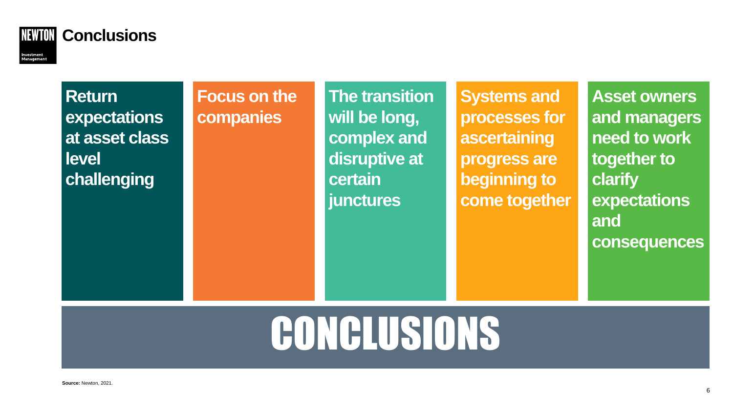# Conclusions

- **Return expectations at asset class level challenging**
- **Focus on the companies**
- **The transition will be long, complex and disruptive at certain junctures**
- **Systems and processes for ascertaining progress are beginning to come together**
- **Asset owners and managers need to work together to clarify expectations and consequences**

## CONCLUSIONS

**Source:** Newton, 2021.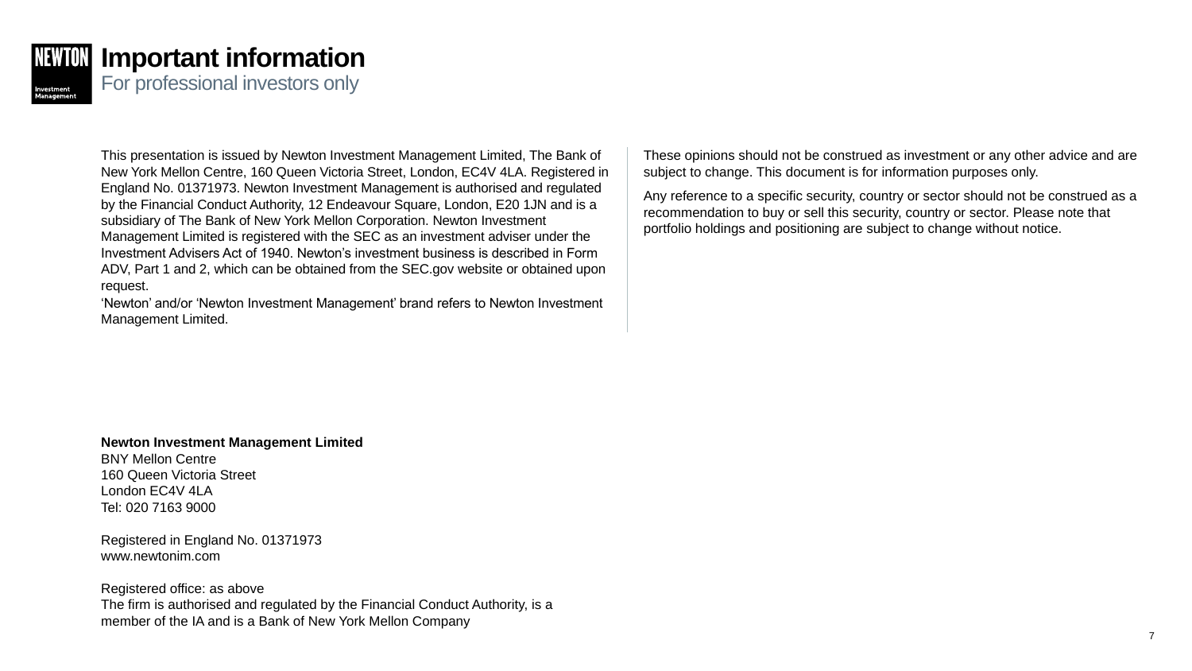# Important information

For professional investors only

This presentation is issued by Newton Investment Management Limited, The Bank of New York Mellon Centre, 160 Queen Victoria Street, London, EC4V 4LA. Registered in England No. 01371973. Newton Investment Management is authorised and regulated by the Financial Conduct Authority, 12 Endeavour Square, London, E20 1JN and is a subsidiary of The Bank of New York Mellon Corporation. Newton Investment Management Limited is registered with the SEC as an investment adviser under the Investment Advisers Act of 1940. Newton's investment business is described in Form ADV, Part 1 and 2, which can be obtained from the SEC.gov website or obtained upon request.

'Newton' and/or 'Newton Investment Management' brand refers to Newton Investment Management Limited.

These opinions should not be construed as investment or any other advice and are subject to change. This document is for information purposes only.

Any reference to a specific security, country or sector should not be construed as a recommendation to buy or sell this security, country or sector. Please note that portfolio holdings and positioning are subject to change without notice.

**Newton Investment Management Limited**
BNY Mellon Centre
160 Queen Victoria Street
London EC4V 4LA
Tel: 020 7163 9000

Registered in England No. 01371973
www.newtonim.com

Registered office: as above
The firm is authorised and regulated by the Financial Conduct Authority, is a member of the IA and is a Bank of New York Mellon Company